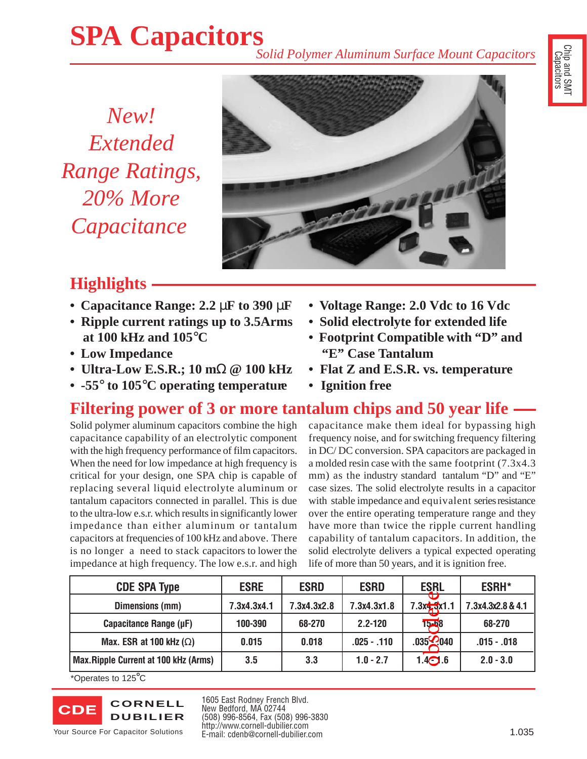# SPA Capacitors

*Solid Polymer Aluminum Surface Mount Capacitors*

*New! Extended Range Ratings, 20% More Capacitance*

## Highlights

- **Capacitance Range: 2.2 µF to 390 µF**
- **Ripple current ratings up to 3.5Arms at 100 kHz and 105°C**
- **Low Impedance**
- **Ultra-Low E.S.R.; 10 mΩ @ 100 kHz**
- **-55° to 105°C operating temperature**
- **Voltage Range: 2.0 Vdc to 16 Vdc**
- **Solid electrolyte for extended life**
- **Footprint Compatible with "D" and "E" Case Tantalum**
- **Flat Z and E.S.R. vs. temperature**
- **Ignition free**

## Filtering power of 3 or more tantalum chips and 50 year life

Solid polymer aluminum capacitors combine the high capacitance capability of an electrolytic component with the high frequency performance of film capacitors. When the need for low impedance at high frequency is critical for your design, one SPA chip is capable of replacing several liquid electrolyte aluminum or tantalum capacitors connected in parallel. This is due to the ultra-low e.s.r. which results in significantly lower impedance than either aluminum or tantalum capacitors at frequencies of 100 kHz and above. There is no longer a need to stack capacitors to lower the impedance at high frequency. The low e.s.r. and high capacitance make them ideal for bypassing high frequency noise, and for switching frequency filtering in DC/ DC conversion. SPA capacitors are packaged in a molded resin case with the same footprint (7.3x4.3 mm) as the industry standard tantalum "D" and "E" case sizes. The solid electrolyte results in a capacitor with stable impedance and equivalent series resistance over the entire operating temperature range and they have more than twice the ripple current handling capability of tantalum capacitors. In addition, the solid electrolyte delivers a typical expected operating life of more than 50 years, and it is ignition free.

| CDE SPA Type | ESRE | ESRD | ESRD | ESRL (Obsolete) | ESRH* |
|---|---|---|---|---|---|
| Dimensions (mm) | 7.3x4.3x4.1 | 7.3x4.3x2.8 | 7.3x4.3x1.8 | 7.3x4.3x1.1 | 7.3x4.3x2.8 & 4.1 |
| Capacitance Range (µF) | 100-390 | 68-270 | 2.2-120 | 15-68 | 68-270 |
| Max. ESR at 100 kHz (Ω) | 0.015 | 0.018 | .025 - .110 | .035 - .040 | .015 - .018 |
| Max.Ripple Current at 100 kHz (Arms) | 3.5 | 3.3 | 1.0 - 2.7 | 1.4 - 1.6 | 2.0 - 3.0 |

*Operates to 125°C

CDE CORNELL DUBILIER
Your Source For Capacitor Solutions

1605 East Rodney French Blvd.
New Bedford, MA 02744
(508) 996-8564, Fax (508) 996-3830
http://www.cornell-dubilier.com
E-mail: cdenb@cornell-dubilier.com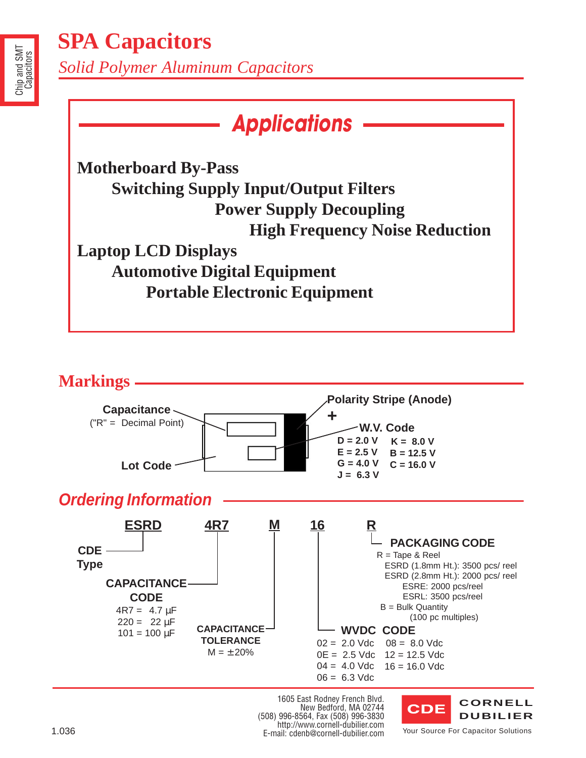# SPA Capacitors

*Solid Polymer Aluminum Capacitors*

## Applications

**Motherboard By-Pass**

**Switching Supply Input/Output Filters**

**Power Supply Decoupling**

**High Frequency Noise Reduction**

**Laptop LCD Displays**

**Automotive Digital Equipment**

**Portable Electronic Equipment**

## Markings

Capacitance ("R" = Decimal Point)

Lot Code

Polarity Stripe (Anode)

+

W.V. Code

| | |
|---|---|
| D = 2.0 V | K = 8.0 V |
| E = 2.5 V | B = 12.5 V |
| G = 4.0 V | C = 16.0 V |
| J = 6.3 V | |

## *Ordering Information*

**ESRD** **4R7** **M** **16** **R**

**CDE Type**

**CAPACITANCE CODE**

- 4R7 = 4.7 µF
- 220 = 22 µF
- 101 = 100 µF

**CAPACITANCE TOLERANCE**

M = ±20%

**WVDC CODE**

| | |
|---|---|
| 02 = 2.0 Vdc | 08 = 8.0 Vdc |
| 0E = 2.5 Vdc | 12 = 12.5 Vdc |
| 04 = 4.0 Vdc | 16 = 16.0 Vdc |
| 06 = 6.3 Vdc | |

**PACKAGING CODE**

R = Tape & Reel
- ESRD (1.8mm Ht.): 3500 pcs/ reel
- ESRD (2.8mm Ht.): 2000 pcs/ reel
- ESRE: 2000 pcs/reel
- ESRL: 3500 pcs/reel

B = Bulk Quantity (100 pc multiples)

1605 East Rodney French Blvd.
New Bedford, MA 02744
(508) 996-8564, Fax (508) 996-3830
http://www.cornell-dubilier.com
E-mail: cdenb@cornell-dubilier.com

CDE CORNELL DUBILIER
Your Source For Capacitor Solutions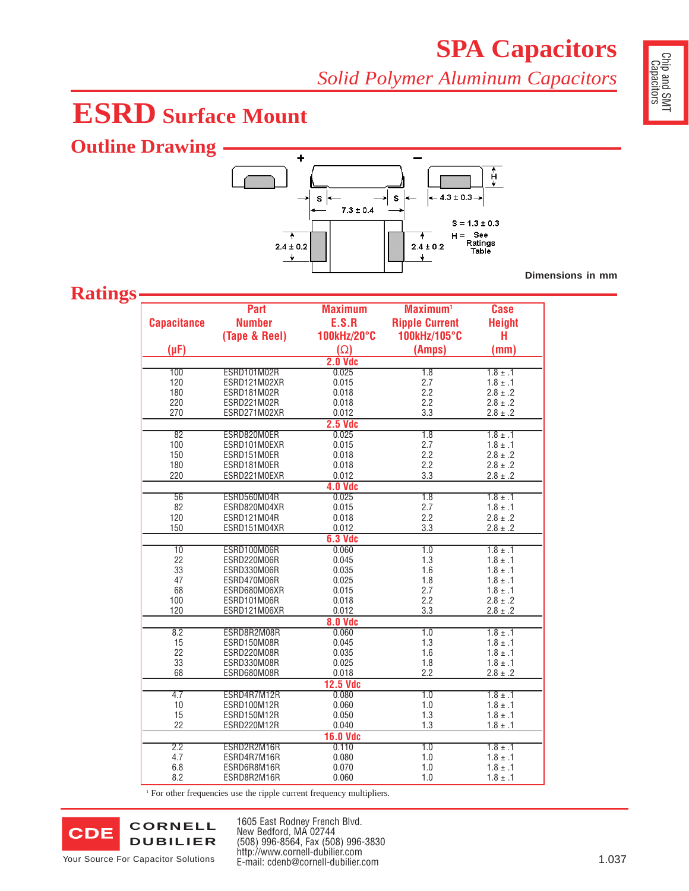# SPA Capacitors

*Solid Polymer Aluminum Capacitors*

Chip and SMT Capacitors

# ESRD Surface Mount

## Outline Drawing

+

−

H

S

S

7.3 ± 0.4

4.3 ± 0.3

S = 1.3 ± 0.3

H = See Ratings Table

2.4 ± 0.2

2.4 ± 0.2

Dimensions in mm

## Ratings

| Capacitance (µF) | Part Number (Tape & Reel) | Maximum E.S.R 100kHz/20°C (Ω) | Maximum[1] Ripple Current 100kHz/105°C (Amps) | Case Height H (mm) |
|---|---|---|---|---|
| | | **2.0 Vdc** | | |
| 100 | ESRD101M02R | 0.025 | 1.8 | 1.8 ± .1 |
| 120 | ESRD121M02XR | 0.015 | 2.7 | 1.8 ± .1 |
| 180 | ESRD181M02R | 0.018 | 2.2 | 2.8 ± .2 |
| 220 | ESRD221M02R | 0.018 | 2.2 | 2.8 ± .2 |
| 270 | ESRD271M02XR | 0.012 | 3.3 | 2.8 ± .2 |
| | | **2.5 Vdc** | | |
| 82 | ESRD820M0ER | 0.025 | 1.8 | 1.8 ± .1 |
| 100 | ESRD101M0EXR | 0.015 | 2.7 | 1.8 ± .1 |
| 150 | ESRD151M0ER | 0.018 | 2.2 | 2.8 ± .2 |
| 180 | ESRD181M0ER | 0.018 | 2.2 | 2.8 ± .2 |
| 220 | ESRD221M0EXR | 0.012 | 3.3 | 2.8 ± .2 |
| | | **4.0 Vdc** | | |
| 56 | ESRD560M04R | 0.025 | 1.8 | 1.8 ± .1 |
| 82 | ESRD820M04XR | 0.015 | 2.7 | 1.8 ± .1 |
| 120 | ESRD121M04R | 0.018 | 2.2 | 2.8 ± .2 |
| 150 | ESRD151M04XR | 0.012 | 3.3 | 2.8 ± .2 |
| | | **6.3 Vdc** | | |
| 10 | ESRD100M06R | 0.060 | 1.0 | 1.8 ± .1 |
| 22 | ESRD220M06R | 0.045 | 1.3 | 1.8 ± .1 |
| 33 | ESRD330M06R | 0.035 | 1.6 | 1.8 ± .1 |
| 47 | ESRD470M06R | 0.025 | 1.8 | 1.8 ± .1 |
| 68 | ESRD680M06XR | 0.015 | 2.7 | 1.8 ± .1 |
| 100 | ESRD101M06R | 0.018 | 2.2 | 2.8 ± .2 |
| 120 | ESRD121M06XR | 0.012 | 3.3 | 2.8 ± .2 |
| | | **8.0 Vdc** | | |
| 8.2 | ESRD8R2M08R | 0.060 | 1.0 | 1.8 ± .1 |
| 15 | ESRD150M08R | 0.045 | 1.3 | 1.8 ± .1 |
| 22 | ESRD220M08R | 0.035 | 1.6 | 1.8 ± .1 |
| 33 | ESRD330M08R | 0.025 | 1.8 | 1.8 ± .1 |
| 68 | ESRD680M08R | 0.018 | 2.2 | 2.8 ± .2 |
| | | **12.5 Vdc** | | |
| 4.7 | ESRD4R7M12R | 0.080 | 1.0 | 1.8 ± .1 |
| 10 | ESRD100M12R | 0.060 | 1.0 | 1.8 ± .1 |
| 15 | ESRD150M12R | 0.050 | 1.3 | 1.8 ± .1 |
| 22 | ESRD220M12R | 0.040 | 1.3 | 1.8 ± .1 |
| | | **16.0 Vdc** | | |
| 2.2 | ESRD2R2M16R | 0.110 | 1.0 | 1.8 ± .1 |
| 4.7 | ESRD4R7M16R | 0.080 | 1.0 | 1.8 ± .1 |
| 6.8 | ESRD6R8M16R | 0.070 | 1.0 | 1.8 ± .1 |
| 8.2 | ESRD8R2M16R | 0.060 | 1.0 | 1.8 ± .1 |

[1] For other frequencies use the ripple current frequency multipliers.

CDE CORNELL DUBILIER

Your Source For Capacitor Solutions

1605 East Rodney French Blvd.
New Bedford, MA 02744
(508) 996-8564, Fax (508) 996-3830
http://www.cornell-dubilier.com
E-mail: cdenb@cornell-dubilier.com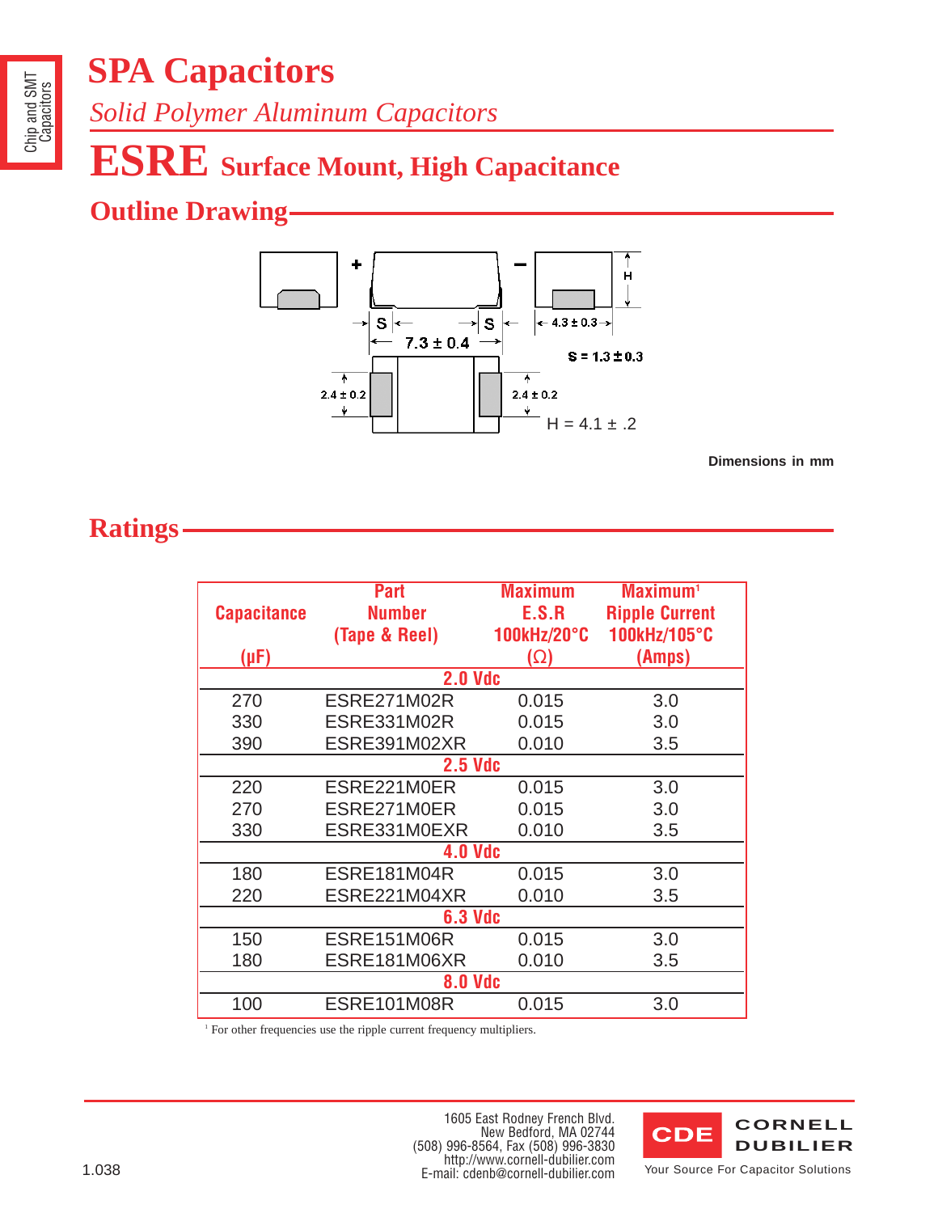# SPA Capacitors

*Solid Polymer Aluminum Capacitors*

# ESRE Surface Mount, High Capacitance

## Outline Drawing

S = 1.3 ± 0.3

7.3 ± 0.4

4.3 ± 0.3

2.4 ± 0.2

H = 4.1 ± .2

**Dimensions in mm**

## Ratings

| Capacitance (µF) | Part Number (Tape & Reel) | Maximum E.S.R 100kHz/20°C (Ω) | Maximum[1] Ripple Current 100kHz/105°C (Amps) |
|---|---|---|---|
| **2.0 Vdc** | | | |
| 270 | ESRE271M02R | 0.015 | 3.0 |
| 330 | ESRE331M02R | 0.015 | 3.0 |
| 390 | ESRE391M02XR | 0.010 | 3.5 |
| **2.5 Vdc** | | | |
| 220 | ESRE221M0ER | 0.015 | 3.0 |
| 270 | ESRE271M0ER | 0.015 | 3.0 |
| 330 | ESRE331M0EXR | 0.010 | 3.5 |
| **4.0 Vdc** | | | |
| 180 | ESRE181M04R | 0.015 | 3.0 |
| 220 | ESRE221M04XR | 0.010 | 3.5 |
| **6.3 Vdc** | | | |
| 150 | ESRE151M06R | 0.015 | 3.0 |
| 180 | ESRE181M06XR | 0.010 | 3.5 |
| **8.0 Vdc** | | | |
| 100 | ESRE101M08R | 0.015 | 3.0 |

[1] For other frequencies use the ripple current frequency multipliers.

1605 East Rodney French Blvd.
New Bedford, MA 02744
(508) 996-8564, Fax (508) 996-3830
http://www.cornell-dubilier.com
E-mail: cdenb@cornell-dubilier.com

CDE CORNELL DUBILIER
Your Source For Capacitor Solutions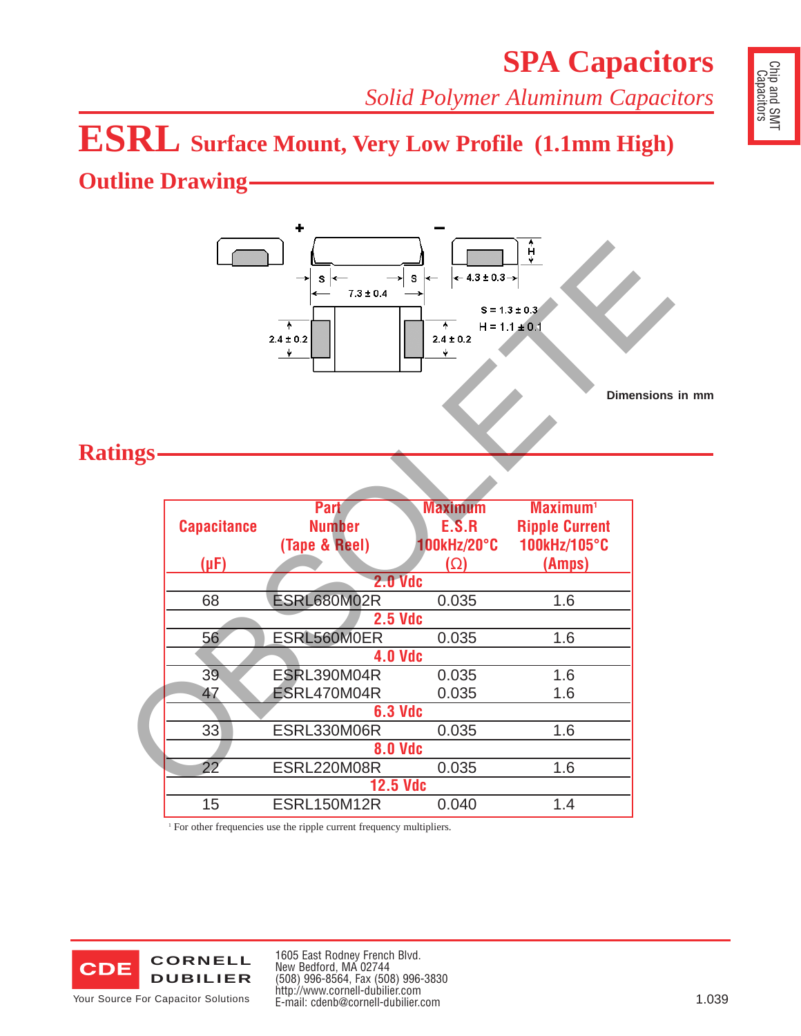# SPA Capacitors

*Solid Polymer Aluminum Capacitors*

## ESRL Surface Mount, Very Low Profile (1.1mm High)

### Outline Drawing

\+ −

S S H

7.3 ± 0.4

4.3 ± 0.3

S = 1.3 ± 0.3

H = 1.1 ± 0.1

2.4 ± 0.2

2.4 ± 0.2

Dimensions in mm

OBSOLETE

### Ratings

| Capacitance (µF) | Part Number (Tape & Reel) | Maximum E.S.R 100kHz/20°C (Ω) | Maximum[1] Ripple Current 100kHz/105°C (Amps) |
|---|---|---|---|
| | **2.0 Vdc** | | |
| 68 | ESRL680M02R | 0.035 | 1.6 |
| | **2.5 Vdc** | | |
| 56 | ESRL560M0ER | 0.035 | 1.6 |
| | **4.0 Vdc** | | |
| 39 | ESRL390M04R | 0.035 | 1.6 |
| 47 | ESRL470M04R | 0.035 | 1.6 |
| | **6.3 Vdc** | | |
| 33 | ESRL330M06R | 0.035 | 1.6 |
| | **8.0 Vdc** | | |
| 22 | ESRL220M08R | 0.035 | 1.6 |
| | **12.5 Vdc** | | |
| 15 | ESRL150M12R | 0.040 | 1.4 |

[1] For other frequencies use the ripple current frequency multipliers.

CDE CORNELL DUBILIER
Your Source For Capacitor Solutions

1605 East Rodney French Blvd.
New Bedford, MA 02744
(508) 996-8564, Fax (508) 996-3830
http://www.cornell-dubilier.com
E-mail: cdenb@cornell-dubilier.com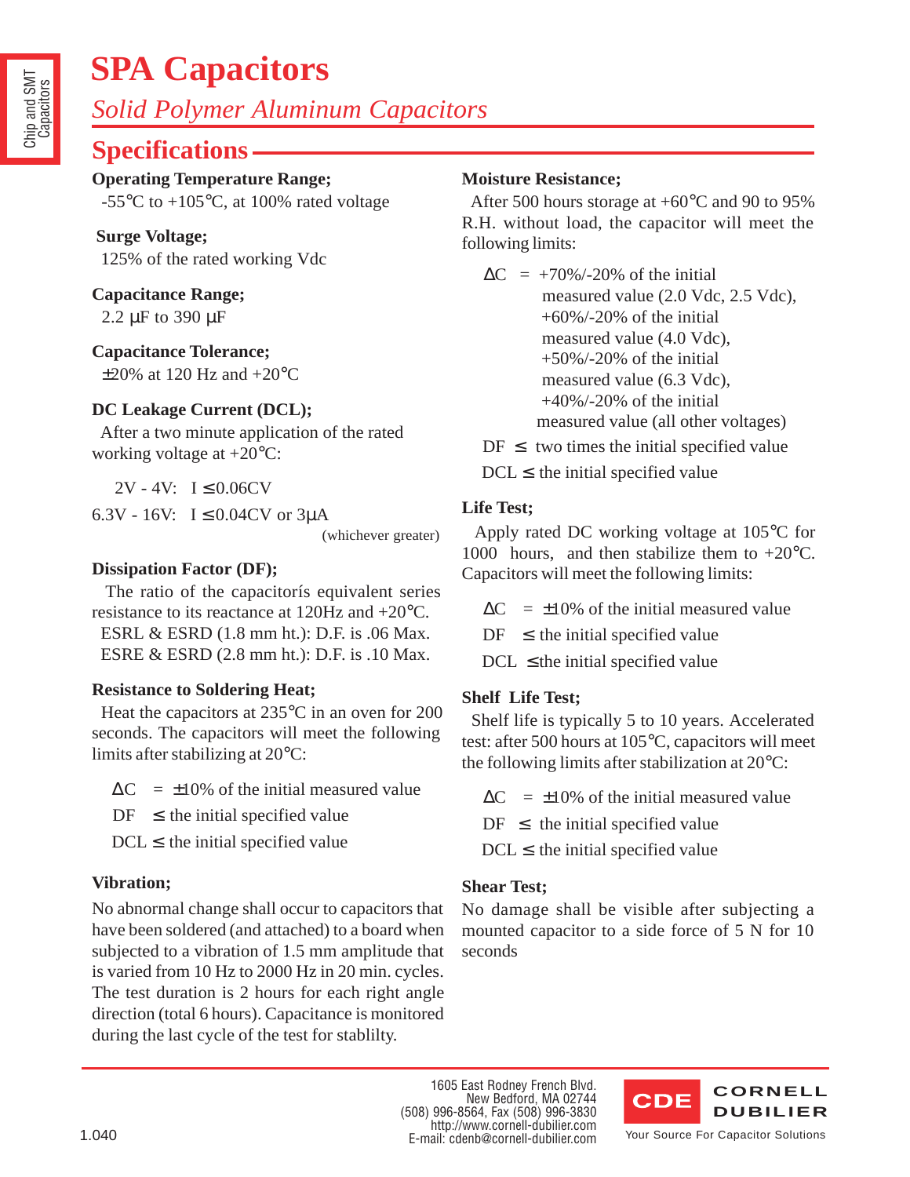# SPA Capacitors

*Solid Polymer Aluminum Capacitors*

## Specifications

**Operating Temperature Range;**
-55°C to +105°C, at 100% rated voltage

**Surge Voltage;**
125% of the rated working Vdc

**Capacitance Range;**
2.2 µF to 390 µF

**Capacitance Tolerance;**
±20% at 120 Hz and +20°C

**DC Leakage Current (DCL);**
After a two minute application of the rated working voltage at +20°C:

2V - 4V: I ≤ 0.06CV

6.3V - 16V: I ≤ 0.04CV or 3µA
(whichever greater)

**Dissipation Factor (DF);**
The ratio of the capacitorís equivalent series resistance to its reactance at 120Hz and +20°C.
ESRL & ESRD (1.8 mm ht.): D.F. is .06 Max.
ESRE & ESRD (2.8 mm ht.): D.F. is .10 Max.

**Resistance to Soldering Heat;**
Heat the capacitors at 235°C in an oven for 200 seconds. The capacitors will meet the following limits after stabilizing at 20°C:

ΔC = ±10% of the initial measured value
DF ≤ the initial specified value
DCL ≤ the initial specified value

**Vibration;**
No abnormal change shall occur to capacitors that have been soldered (and attached) to a board when subjected to a vibration of 1.5 mm amplitude that is varied from 10 Hz to 2000 Hz in 20 min. cycles. The test duration is 2 hours for each right angle direction (total 6 hours). Capacitance is monitored during the last cycle of the test for stablilty.

**Moisture Resistance;**
After 500 hours storage at +60°C and 90 to 95% R.H. without load, the capacitor will meet the following limits:

ΔC = +70%/-20% of the initial measured value (2.0 Vdc, 2.5 Vdc),
+60%/-20% of the initial measured value (4.0 Vdc),
+50%/-20% of the initial measured value (6.3 Vdc),
+40%/-20% of the initial measured value (all other voltages)
DF ≤ two times the initial specified value
DCL ≤ the initial specified value

**Life Test;**
Apply rated DC working voltage at 105°C for 1000 hours, and then stabilize them to +20°C. Capacitors will meet the following limits:

ΔC = ±10% of the initial measured value
DF ≤ the initial specified value
DCL ≤ the initial specified value

**Shelf Life Test;**
Shelf life is typically 5 to 10 years. Accelerated test: after 500 hours at 105°C, capacitors will meet the following limits after stabilization at 20°C:

ΔC = ±10% of the initial measured value
DF ≤ the initial specified value
DCL ≤ the initial specified value

**Shear Test;**
No damage shall be visible after subjecting a mounted capacitor to a side force of 5 N for 10 seconds

1605 East Rodney French Blvd.
New Bedford, MA 02744
(508) 996-8564, Fax (508) 996-3830
http://www.cornell-dubilier.com
E-mail: cdenb@cornell-dubilier.com

CDE CORNELL DUBILIER
Your Source For Capacitor Solutions